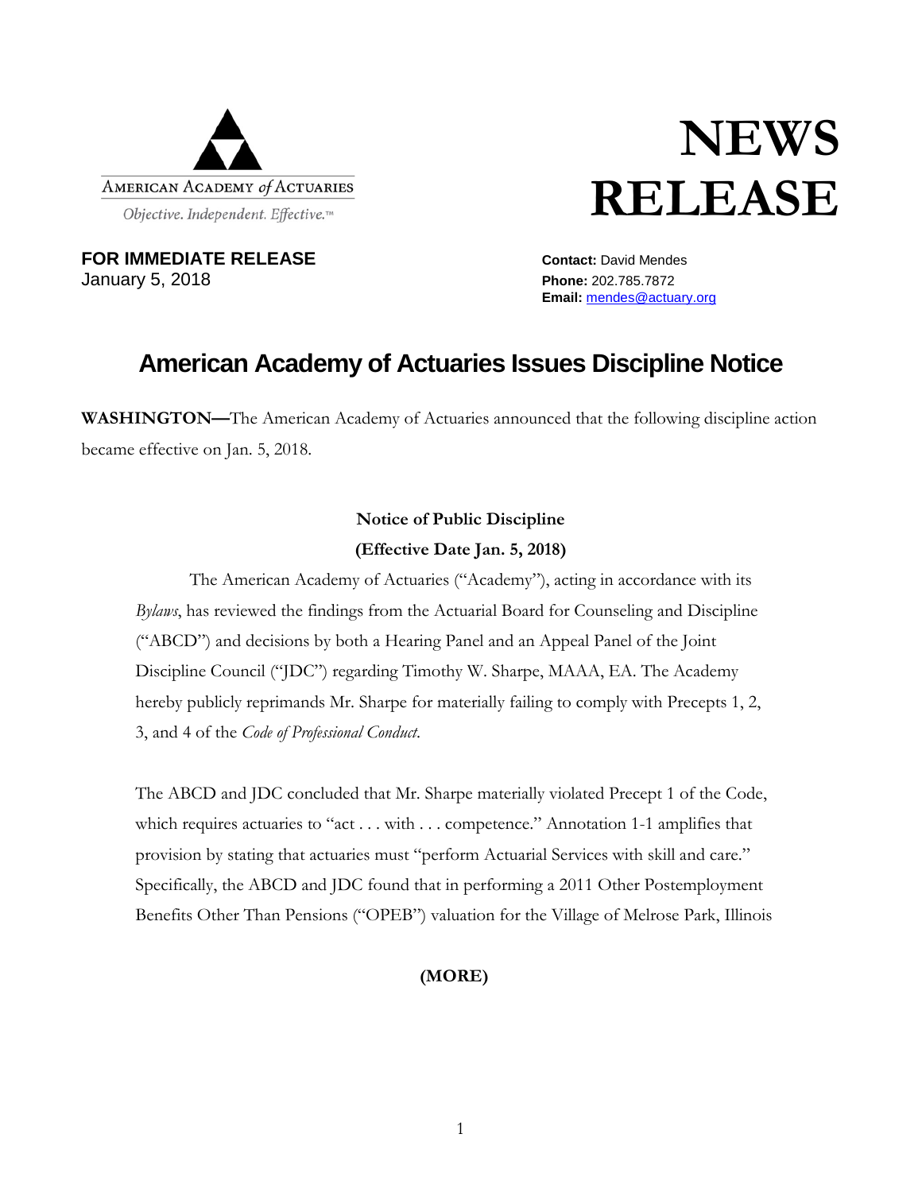AMERICAN ACADEMY *of* ACTUARIES

*Objective. Independent. Effective.™*

# NEWS RELEASE

**FOR IMMEDIATE RELEASE**
January 5, 2018

**Contact:** David Mendes
**Phone:** 202.785.7872
**Email:** mendes@actuary.org

## American Academy of Actuaries Issues Discipline Notice

**WASHINGTON—**The American Academy of Actuaries announced that the following discipline action became effective on Jan. 5, 2018.

**Notice of Public Discipline**
**(Effective Date Jan. 5, 2018)**

The American Academy of Actuaries ("Academy"), acting in accordance with its *Bylaws*, has reviewed the findings from the Actuarial Board for Counseling and Discipline ("ABCD") and decisions by both a Hearing Panel and an Appeal Panel of the Joint Discipline Council ("JDC") regarding Timothy W. Sharpe, MAAA, EA. The Academy hereby publicly reprimands Mr. Sharpe for materially failing to comply with Precepts 1, 2, 3, and 4 of the *Code of Professional Conduct*.

The ABCD and JDC concluded that Mr. Sharpe materially violated Precept 1 of the Code, which requires actuaries to "act . . . with . . . competence." Annotation 1-1 amplifies that provision by stating that actuaries must "perform Actuarial Services with skill and care." Specifically, the ABCD and JDC found that in performing a 2011 Other Postemployment Benefits Other Than Pensions ("OPEB") valuation for the Village of Melrose Park, Illinois

**(MORE)**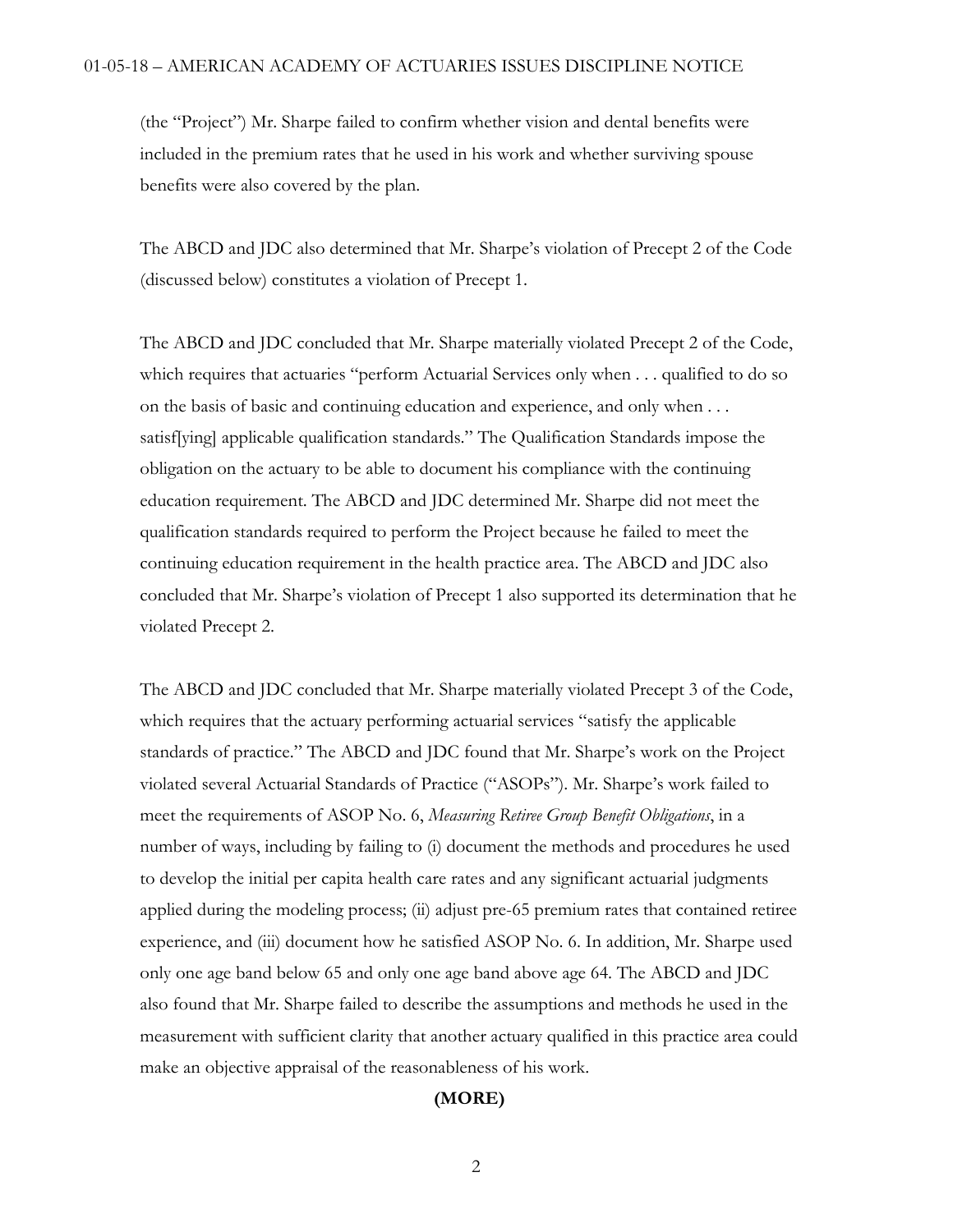(the "Project") Mr. Sharpe failed to confirm whether vision and dental benefits were included in the premium rates that he used in his work and whether surviving spouse benefits were also covered by the plan.

The ABCD and JDC also determined that Mr. Sharpe's violation of Precept 2 of the Code (discussed below) constitutes a violation of Precept 1.

The ABCD and JDC concluded that Mr. Sharpe materially violated Precept 2 of the Code, which requires that actuaries "perform Actuarial Services only when . . . qualified to do so on the basis of basic and continuing education and experience, and only when . . . satisf[ying] applicable qualification standards." The Qualification Standards impose the obligation on the actuary to be able to document his compliance with the continuing education requirement. The ABCD and JDC determined Mr. Sharpe did not meet the qualification standards required to perform the Project because he failed to meet the continuing education requirement in the health practice area. The ABCD and JDC also concluded that Mr. Sharpe's violation of Precept 1 also supported its determination that he violated Precept 2.

The ABCD and JDC concluded that Mr. Sharpe materially violated Precept 3 of the Code, which requires that the actuary performing actuarial services "satisfy the applicable standards of practice." The ABCD and JDC found that Mr. Sharpe's work on the Project violated several Actuarial Standards of Practice ("ASOPs"). Mr. Sharpe's work failed to meet the requirements of ASOP No. 6, *Measuring Retiree Group Benefit Obligations*, in a number of ways, including by failing to (i) document the methods and procedures he used to develop the initial per capita health care rates and any significant actuarial judgments applied during the modeling process; (ii) adjust pre-65 premium rates that contained retiree experience, and (iii) document how he satisfied ASOP No. 6. In addition, Mr. Sharpe used only one age band below 65 and only one age band above age 64. The ABCD and JDC also found that Mr. Sharpe failed to describe the assumptions and methods he used in the measurement with sufficient clarity that another actuary qualified in this practice area could make an objective appraisal of the reasonableness of his work.

**(MORE)**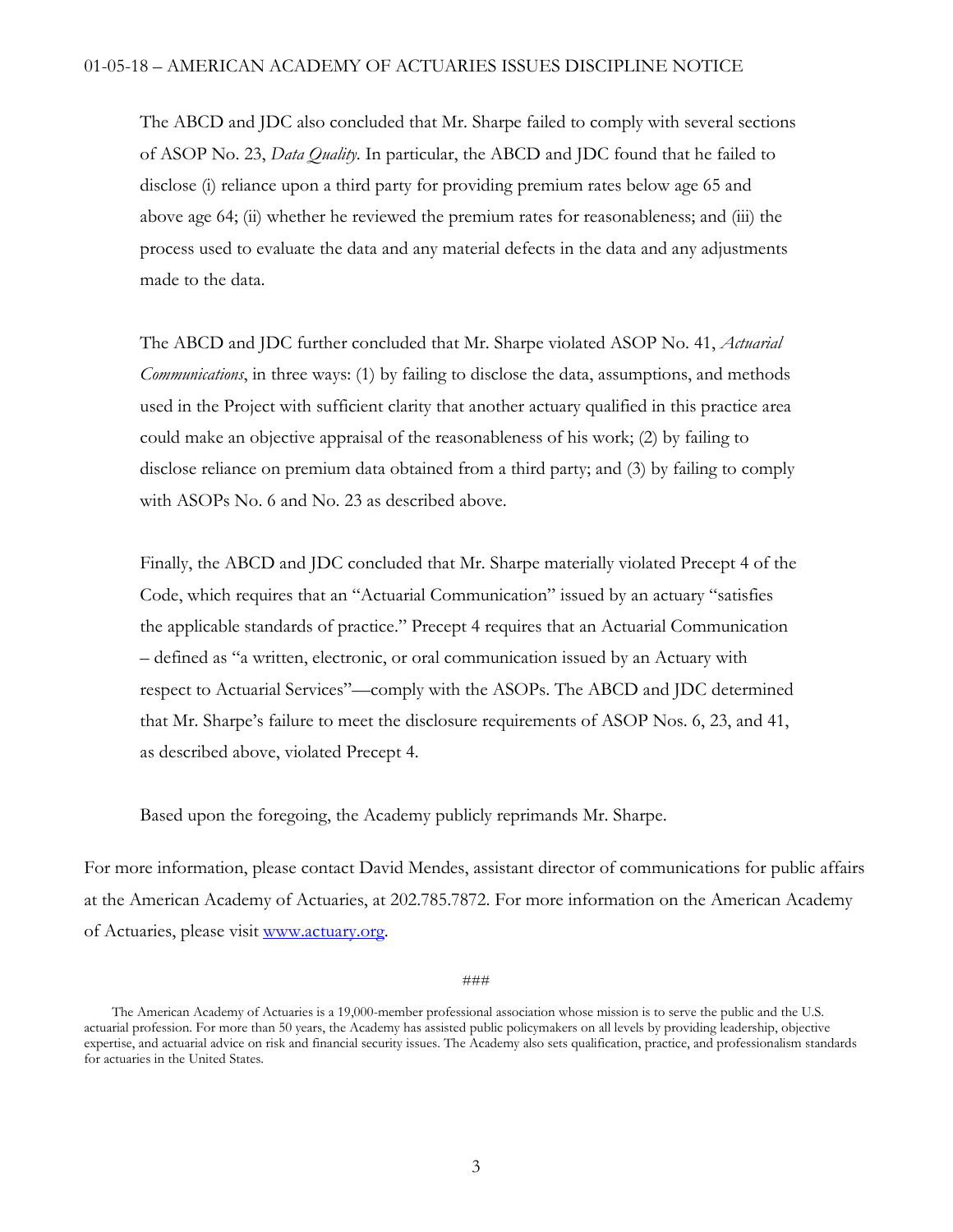The ABCD and JDC also concluded that Mr. Sharpe failed to comply with several sections of ASOP No. 23, *Data Quality*. In particular, the ABCD and JDC found that he failed to disclose (i) reliance upon a third party for providing premium rates below age 65 and above age 64; (ii) whether he reviewed the premium rates for reasonableness; and (iii) the process used to evaluate the data and any material defects in the data and any adjustments made to the data.

The ABCD and JDC further concluded that Mr. Sharpe violated ASOP No. 41, *Actuarial Communications*, in three ways: (1) by failing to disclose the data, assumptions, and methods used in the Project with sufficient clarity that another actuary qualified in this practice area could make an objective appraisal of the reasonableness of his work; (2) by failing to disclose reliance on premium data obtained from a third party; and (3) by failing to comply with ASOPs No. 6 and No. 23 as described above.

Finally, the ABCD and JDC concluded that Mr. Sharpe materially violated Precept 4 of the Code, which requires that an "Actuarial Communication" issued by an actuary "satisfies the applicable standards of practice." Precept 4 requires that an Actuarial Communication – defined as "a written, electronic, or oral communication issued by an Actuary with respect to Actuarial Services"—comply with the ASOPs. The ABCD and JDC determined that Mr. Sharpe's failure to meet the disclosure requirements of ASOP Nos. 6, 23, and 41, as described above, violated Precept 4.

Based upon the foregoing, the Academy publicly reprimands Mr. Sharpe.

For more information, please contact David Mendes, assistant director of communications for public affairs at the American Academy of Actuaries, at 202.785.7872. For more information on the American Academy of Actuaries, please visit [www.actuary.org](http://www.actuary.org).

###

The American Academy of Actuaries is a 19,000-member professional association whose mission is to serve the public and the U.S. actuarial profession. For more than 50 years, the Academy has assisted public policymakers on all levels by providing leadership, objective expertise, and actuarial advice on risk and financial security issues. The Academy also sets qualification, practice, and professionalism standards for actuaries in the United States.